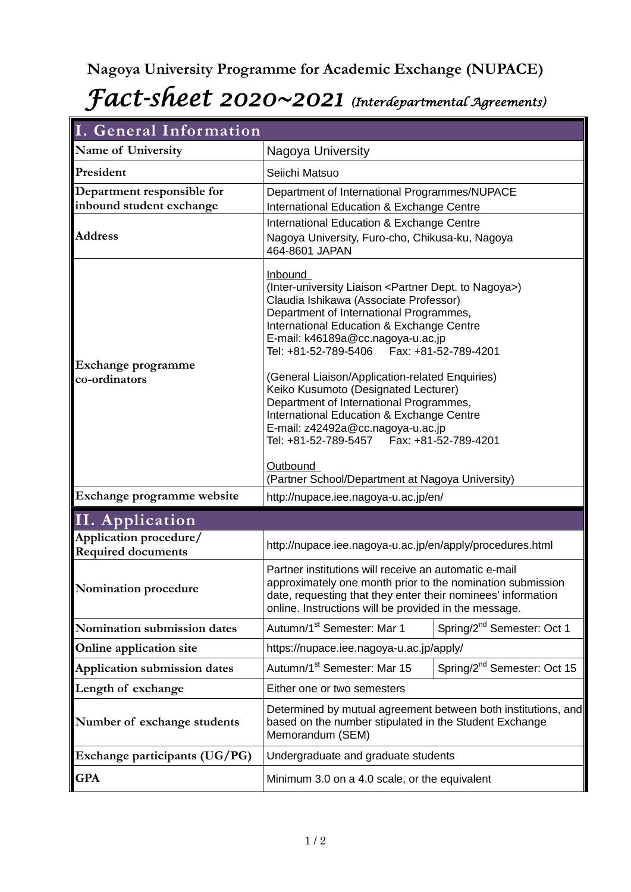**Nagoya University Programme for Academic Exchange (NUPACE)**

# *Fact-sheet 2020~2021* *(Interdepartmental Agreements)*

## I. General Information

| | | |
|---|---|---|
| **Name of University** | Nagoya University | |
| **President** | Seiichi Matsuo | |
| **Department responsible for inbound student exchange** | Department of International Programmes/NUPACE<br>International Education & Exchange Centre | |
| **Address** | International Education & Exchange Centre<br>Nagoya University, Furo-cho, Chikusa-ku, Nagoya<br>464-8601 JAPAN | |
| **Exchange programme co-ordinators** | Inbound<br>(Inter-university Liaison <Partner Dept. to Nagoya>)<br>Claudia Ishikawa (Associate Professor)<br>Department of International Programmes,<br>International Education & Exchange Centre<br>E-mail: k46189a@cc.nagoya-u.ac.jp<br>Tel: +81-52-789-5406 Fax: +81-52-789-4201<br><br>(General Liaison/Application-related Enquiries)<br>Keiko Kusumoto (Designated Lecturer)<br>Department of International Programmes,<br>International Education & Exchange Centre<br>E-mail: z42492a@cc.nagoya-u.ac.jp<br>Tel: +81-52-789-5457 Fax: +81-52-789-4201<br><br>Outbound<br>(Partner School/Department at Nagoya University) | |
| **Exchange programme website** | http://nupace.iee.nagoya-u.ac.jp/en/ | |

## II. Application

| | | |
|---|---|---|
| **Application procedure/ Required documents** | http://nupace.iee.nagoya-u.ac.jp/en/apply/procedures.html | |
| **Nomination procedure** | Partner institutions will receive an automatic e-mail approximately one month prior to the nomination submission date, requesting that they enter their nominees' information online. Instructions will be provided in the message. | |
| **Nomination submission dates** | Autumn/1st Semester: Mar 1 | Spring/2nd Semester: Oct 1 |
| **Online application site** | https://nupace.iee.nagoya-u.ac.jp/apply/ | |
| **Application submission dates** | Autumn/1st Semester: Mar 15 | Spring/2nd Semester: Oct 15 |
| **Length of exchange** | Either one or two semesters | |
| **Number of exchange students** | Determined by mutual agreement between both institutions, and based on the number stipulated in the Student Exchange Memorandum (SEM) | |
| **Exchange participants (UG/PG)** | Undergraduate and graduate students | |
| **GPA** | Minimum 3.0 on a 4.0 scale, or the equivalent | |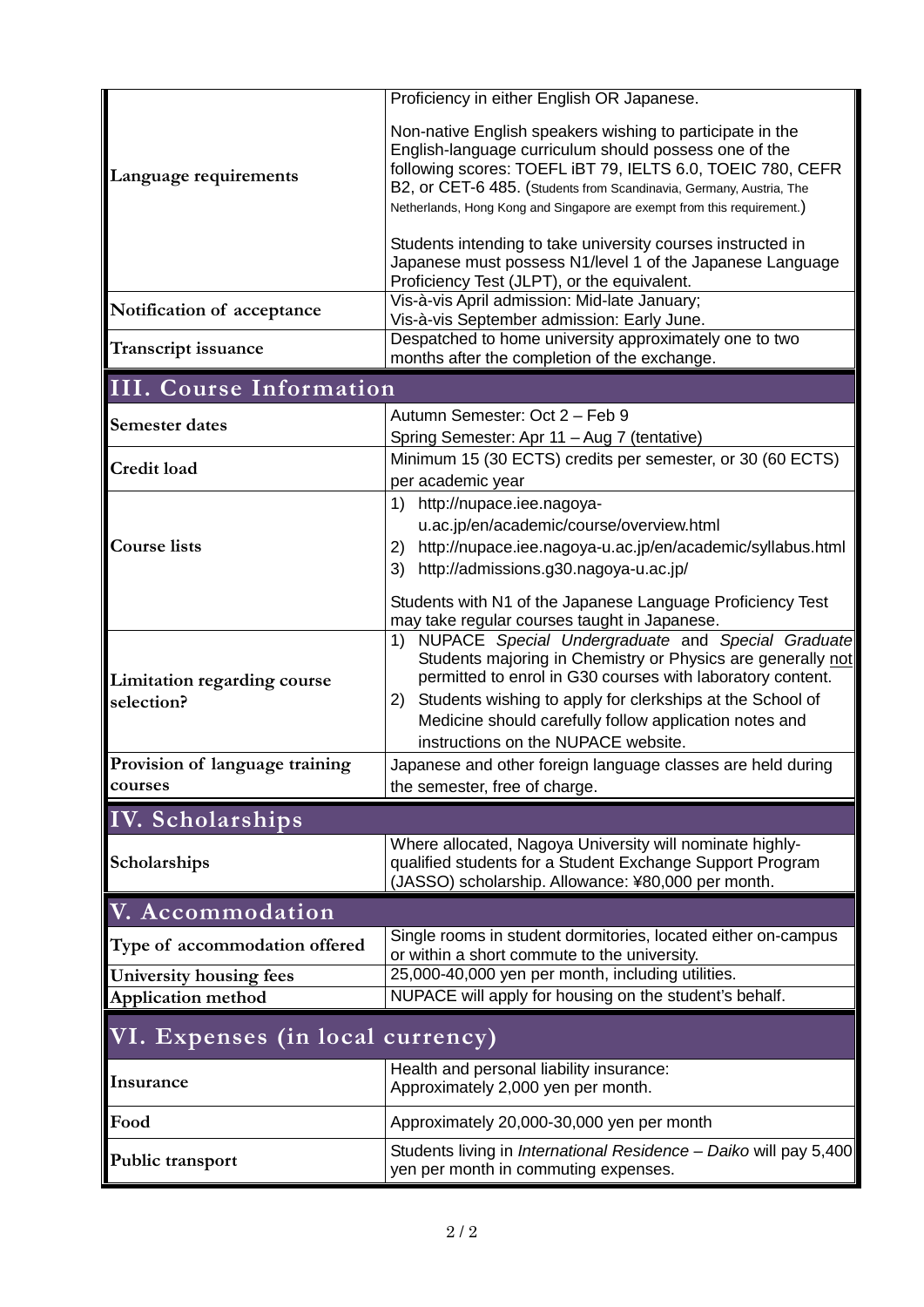| | |
|---|---|
| **Language requirements** | Proficiency in either English OR Japanese.<br><br>Non-native English speakers wishing to participate in the English-language curriculum should possess one of the following scores: TOEFL iBT 79, IELTS 6.0, TOEIC 780, CEFR B2, or CET-6 485. (Students from Scandinavia, Germany, Austria, The Netherlands, Hong Kong and Singapore are exempt from this requirement.)<br><br>Students intending to take university courses instructed in Japanese must possess N1/level 1 of the Japanese Language Proficiency Test (JLPT), or the equivalent. |
| **Notification of acceptance** | Vis-à-vis April admission: Mid-late January;<br>Vis-à-vis September admission: Early June. |
| **Transcript issuance** | Despatched to home university approximately one to two months after the completion of the exchange. |

## III. Course Information

| | |
|---|---|
| **Semester dates** | Autumn Semester: Oct 2 – Feb 9<br>Spring Semester: Apr 11 – Aug 7 (tentative) |
| **Credit load** | Minimum 15 (30 ECTS) credits per semester, or 30 (60 ECTS) per academic year |
| **Course lists** | 1) http://nupace.iee.nagoya-u.ac.jp/en/academic/course/overview.html<br>2) http://nupace.iee.nagoya-u.ac.jp/en/academic/syllabus.html<br>3) http://admissions.g30.nagoya-u.ac.jp/<br><br>Students with N1 of the Japanese Language Proficiency Test may take regular courses taught in Japanese. |
| **Limitation regarding course selection?** | 1) NUPACE *Special Undergraduate* and *Special Graduate* Students majoring in Chemistry or Physics are generally not permitted to enrol in G30 courses with laboratory content.<br>2) Students wishing to apply for clerkships at the School of Medicine should carefully follow application notes and instructions on the NUPACE website. |
| **Provision of language training courses** | Japanese and other foreign language classes are held during the semester, free of charge. |

## IV. Scholarships

| | |
|---|---|
| **Scholarships** | Where allocated, Nagoya University will nominate highly-qualified students for a Student Exchange Support Program (JASSO) scholarship. Allowance: ¥80,000 per month. |

## V. Accommodation

| | |
|---|---|
| **Type of accommodation offered** | Single rooms in student dormitories, located either on-campus or within a short commute to the university. |
| **University housing fees** | 25,000-40,000 yen per month, including utilities. |
| **Application method** | NUPACE will apply for housing on the student's behalf. |

## VI. Expenses (in local currency)

| | |
|---|---|
| **Insurance** | Health and personal liability insurance:<br>Approximately 2,000 yen per month. |
| **Food** | Approximately 20,000-30,000 yen per month |
| **Public transport** | Students living in *International Residence – Daiko* will pay 5,400 yen per month in commuting expenses. |